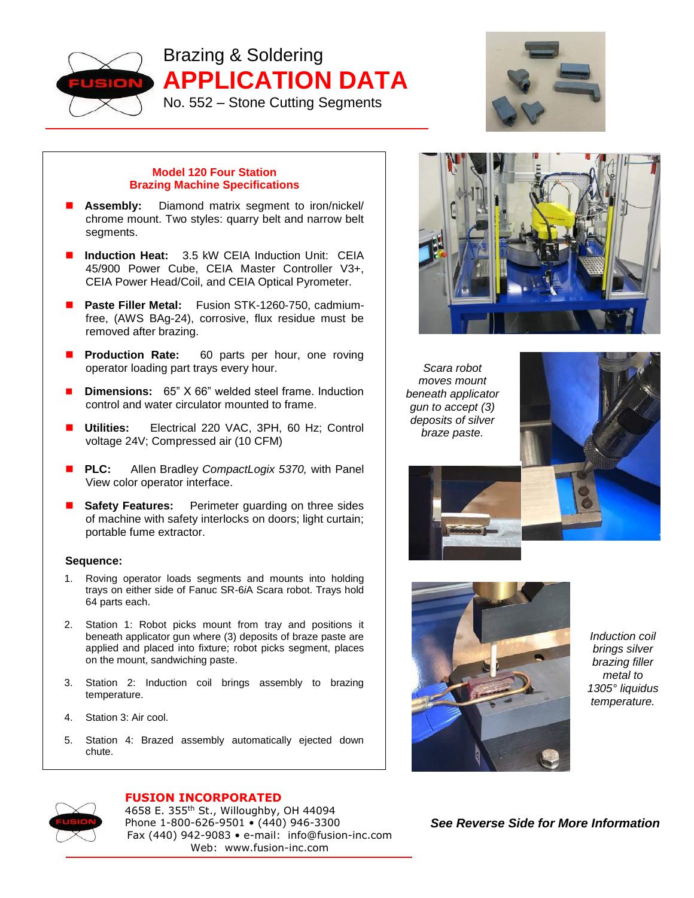# Brazing & Soldering APPLICATION DATA

## No. 552 – Stone Cutting Segments

### Model 120 Four Station Brazing Machine Specifications

- **Assembly:** Diamond matrix segment to iron/nickel/chrome mount. Two styles: quarry belt and narrow belt segments.
- **Induction Heat:** 3.5 kW CEIA Induction Unit: CEIA 45/900 Power Cube, CEIA Master Controller V3+, CEIA Power Head/Coil, and CEIA Optical Pyrometer.
- **Paste Filler Metal:** Fusion STK-1260-750, cadmium-free, (AWS BAg-24), corrosive, flux residue must be removed after brazing.
- **Production Rate:** 60 parts per hour, one roving operator loading part trays every hour.
- **Dimensions:** 65" X 66" welded steel frame. Induction control and water circulator mounted to frame.
- **Utilities:** Electrical 220 VAC, 3PH, 60 Hz; Control voltage 24V; Compressed air (10 CFM)
- **PLC:** Allen Bradley *CompactLogix 5370,* with Panel View color operator interface.
- **Safety Features:** Perimeter guarding on three sides of machine with safety interlocks on doors; light curtain; portable fume extractor.

### Sequence:

1. Roving operator loads segments and mounts into holding trays on either side of Fanuc SR-6*i*A Scara robot. Trays hold 64 parts each.
2. Station 1: Robot picks mount from tray and positions it beneath applicator gun where (3) deposits of braze paste are applied and placed into fixture; robot picks segment, places on the mount, sandwiching paste.
3. Station 2: Induction coil brings assembly to brazing temperature.
4. Station 3: Air cool.
5. Station 4: Brazed assembly automatically ejected down chute.

*Scara robot moves mount beneath applicator gun to accept (3) deposits of silver braze paste.*

*Induction coil brings silver brazing filler metal to 1305° liquidus temperature.*

**FUSION INCORPORATED**
4658 E. 355th St., Willoughby, OH 44094
Phone 1-800-626-9501 • (440) 946-3300
Fax (440) 942-9083 • e-mail: info@fusion-inc.com
Web: www.fusion-inc.com

***See Reverse Side for More Information***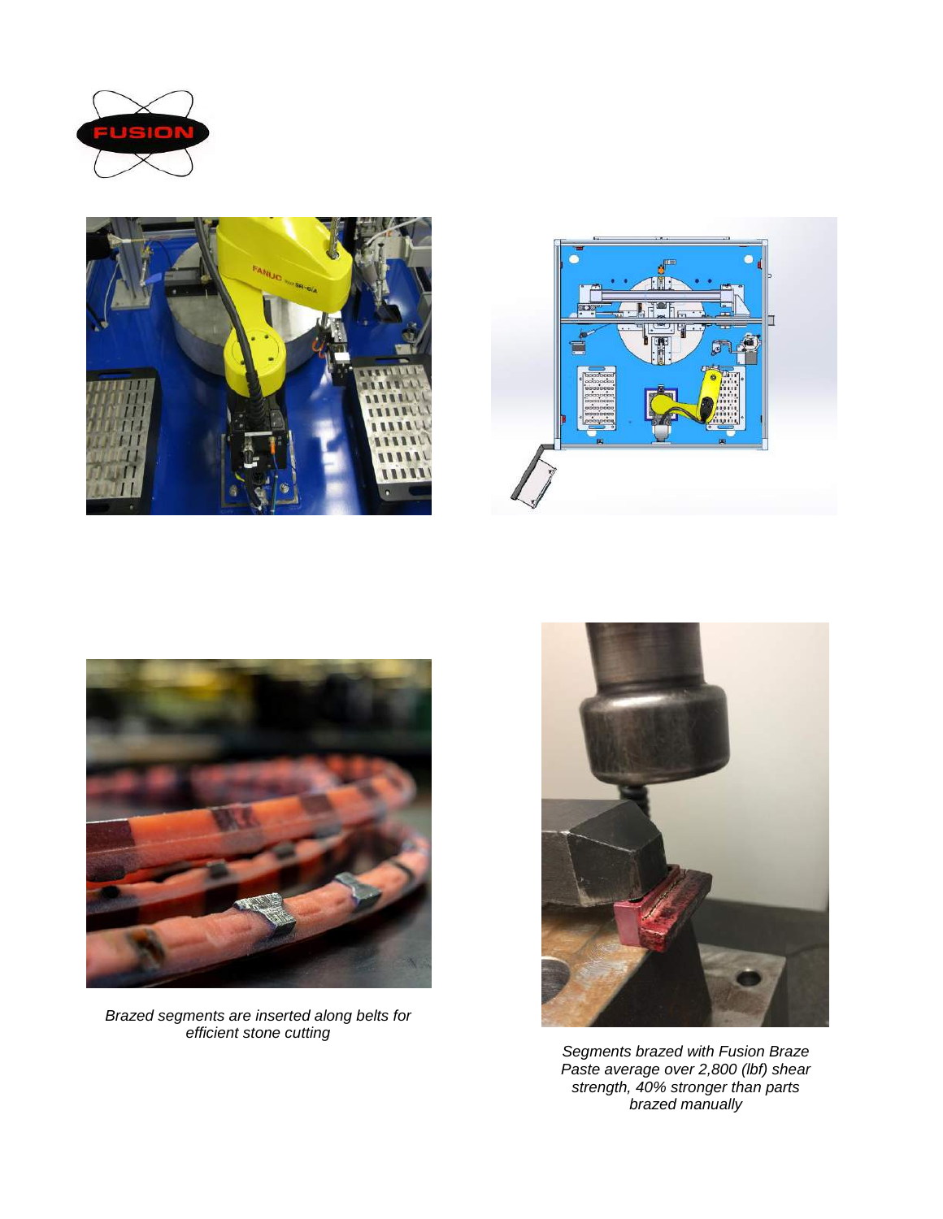*Brazed segments are inserted along belts for efficient stone cutting*

*Segments brazed with Fusion Braze Paste average over 2,800 (lbf) shear strength, 40% stronger than parts brazed manually*